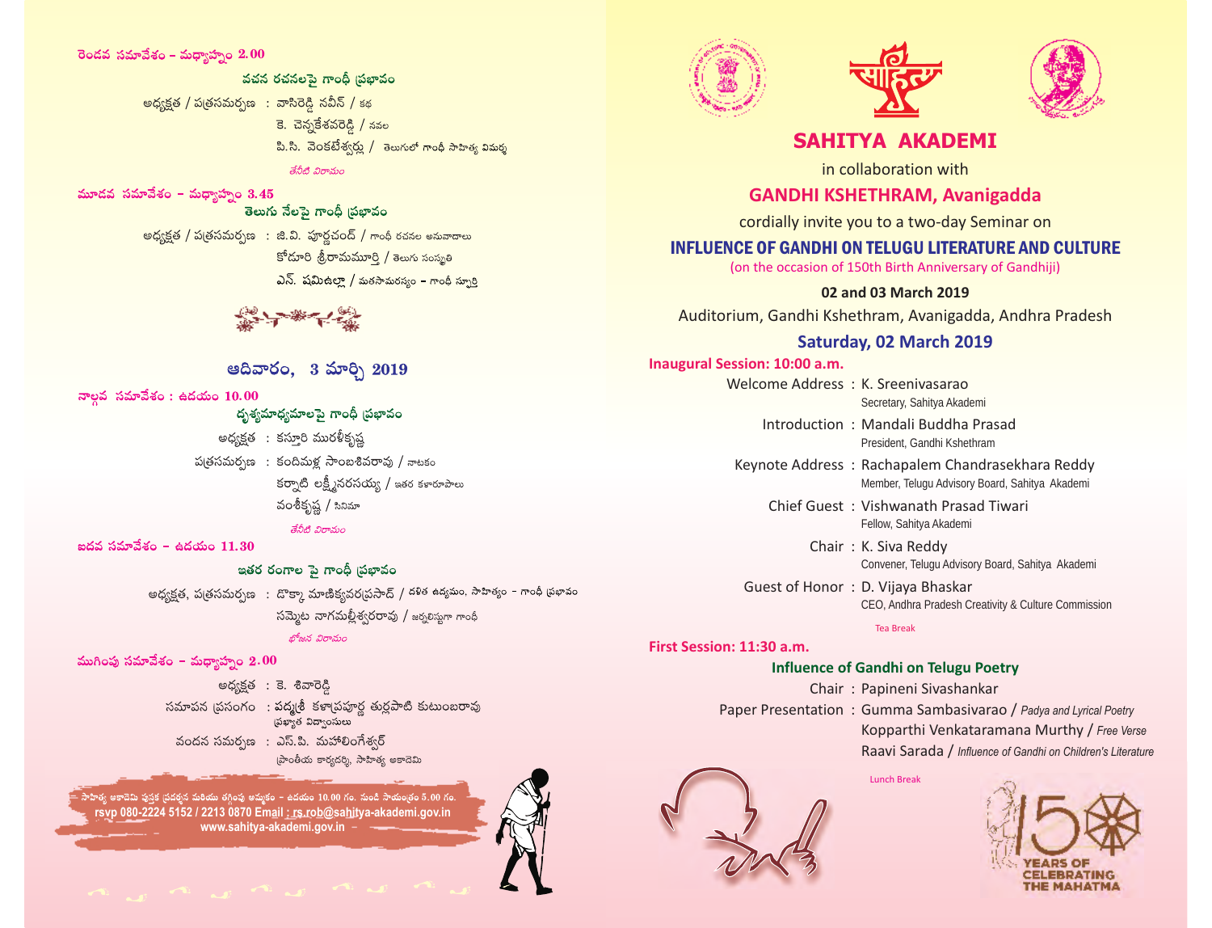రెండవ సమావేశం – మధ్యాహ్నం 2.00

### వచన రచనలపై గాంధీ ప్రభావం

అధ్యక్షత / పత్రసమర్పణ : వాసిరెడ్డి నవీన్ / కథ
కె. చెన్నకేశవరెడ్డి / నవల
పి.సి. వెంకటేశ్వర్లు / తెలుగులో గాంధీ సాహిత్య విమర్శ

తేనీటి విరామం

మూడవ సమావేశం – మధ్యాహ్నం 3.45

### తెలుగు నేలపై గాంధీ ప్రభావం

అధ్యక్షత / పత్రసమర్పణ : జి.వి. పూర్ణచంద్ / గాంధీ రచనల అనువాదాలు
కోడూరి శ్రీరామమూర్తి / తెలుగు సంస్కృతి
ఎన్. షమిఉల్లా / మతసామరస్యం – గాంధీ స్ఫూర్తి

## ఆదివారం, 3 మార్చి 2019

నాల్గవ సమావేశం : ఉదయం 10.00

### దృశ్యమాధ్యమాలపై గాంధీ ప్రభావం

అధ్యక్షత : కస్తూరి మురళీకృష్ణ
పత్రసమర్పణ : కందిమళ్ల సాంబశివరావు / నాటకం
కర్నాటి లక్ష్మీనరసయ్య / ఇతర కళారూపాలు
వంశీకృష్ణ / సినిమా

తేనీటి విరామం

ఐదవ సమావేశం – ఉదయం 11.30

### ఇతర రంగాల పై గాంధీ ప్రభావం

అధ్యక్షత, పత్రసమర్పణ : డొక్కా మాణిక్యవరప్రసాద్ / దళిత ఉద్యమం, సాహిత్యం – గాంధీ ప్రభావం
సమ్మెట నాగమల్లేశ్వరరావు / జర్నలిస్టుగా గాంధీ

భోజన విరామం

ముగింపు సమావేశం – మధ్యాహ్నం 2.00

అధ్యక్షత : కె. శివారెడ్డి
సమాపన ప్రసంగం : పద్మశ్రీ కళాప్రపూర్ణ తుర్లపాటి కుటుంబరావు
ప్రఖ్యాత విద్వాంసులు
వందన సమర్పణ : ఎస్.పి. మహాలింగేశ్వర్
ప్రాంతీయ కార్యదర్శి, సాహిత్య అకాడెమి

సాహిత్య అకాడెమి పుస్తక ప్రదర్శన మరియు తగ్గింపు అమ్మకం – ఉదయం 10.00 గం. నుండి సాయంత్రం 5.00 గం.
rsvp 080-2224 5152 / 2213 0870 Email : rs.rob@sahitya-akademi.gov.in
www.sahitya-akademi.gov.in

# SAHITYA AKADEMI

in collaboration with

## GANDHI KSHETHRAM, Avanigadda

cordially invite you to a two-day Seminar on

## INFLUENCE OF GANDHI ON TELUGU LITERATURE AND CULTURE

(on the occasion of 150th Birth Anniversary of Gandhiji)

**02 and 03 March 2019**

Auditorium, Gandhi Kshethram, Avanigadda, Andhra Pradesh

### Saturday, 02 March 2019

**Inaugural Session: 10:00 a.m.**

Welcome Address : K. Sreenivasarao
Secretary, Sahitya Akademi

Introduction : Mandali Buddha Prasad
President, Gandhi Kshethram

Keynote Address : Rachapalem Chandrasekhara Reddy
Member, Telugu Advisory Board, Sahitya Akademi

Chief Guest : Vishwanath Prasad Tiwari
Fellow, Sahitya Akademi

Chair : K. Siva Reddy
Convener, Telugu Advisory Board, Sahitya Akademi

Guest of Honor : D. Vijaya Bhaskar
CEO, Andhra Pradesh Creativity & Culture Commission

Tea Break

**First Session: 11:30 a.m.**

**Influence of Gandhi on Telugu Poetry**

Chair : Papineni Sivashankar

Paper Presentation : Gumma Sambasivarao / *Padya and Lyrical Poetry*
Kopparthi Venkataramana Murthy / *Free Verse*
Raavi Sarada / *Influence of Gandhi on Children's Literature*

Lunch Break

YEARS OF CELEBRATING THE MAHATMA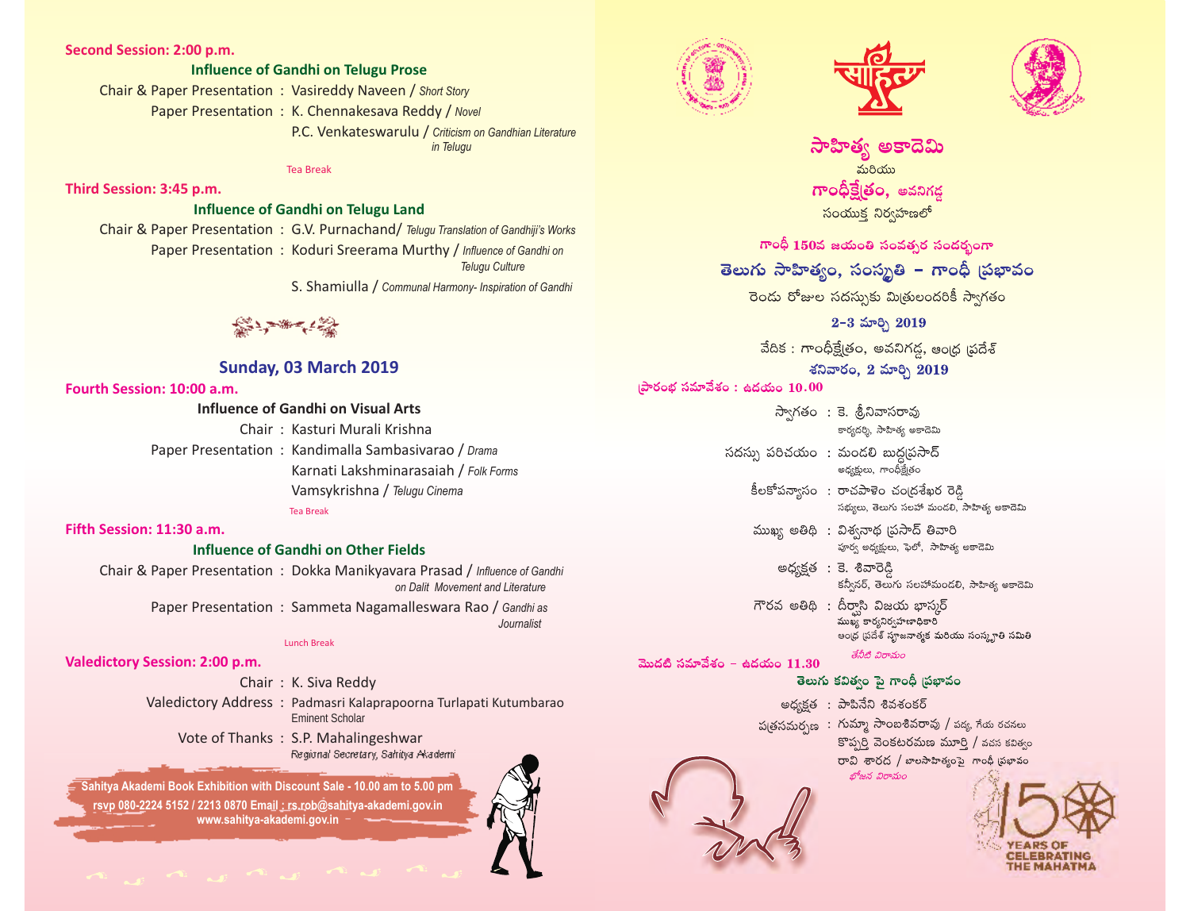**Second Session: 2:00 p.m.**

**Influence of Gandhi on Telugu Prose**

Chair & Paper Presentation : Vasireddy Naveen / *Short Story*

Paper Presentation : K. Chennakesava Reddy / *Novel*

P.C. Venkateswarulu / *Criticism on Gandhian Literature in Telugu*

Tea Break

**Third Session: 3:45 p.m.**

**Influence of Gandhi on Telugu Land**

Chair & Paper Presentation : G.V. Purnachand/ *Telugu Translation of Gandhiji's Works*

Paper Presentation : Koduri Sreerama Murthy / *Influence of Gandhi on Telugu Culture*

S. Shamiulla / *Communal Harmony- Inspiration of Gandhi*

## Sunday, 03 March 2019

**Fourth Session: 10:00 a.m.**

**Influence of Gandhi on Visual Arts**

Chair : Kasturi Murali Krishna

Paper Presentation : Kandimalla Sambasivarao / *Drama*

Karnati Lakshminarasaiah / *Folk Forms*

Vamsykrishna / *Telugu Cinema*

Tea Break

**Fifth Session: 11:30 a.m.**

**Influence of Gandhi on Other Fields**

Chair & Paper Presentation : Dokka Manikyavara Prasad / *Influence of Gandhi on Dalit Movement and Literature*

Paper Presentation : Sammeta Nagamalleswara Rao / *Gandhi as Journalist*

Lunch Break

**Valedictory Session: 2:00 p.m.**

Chair : K. Siva Reddy

Valedictory Address : Padmasri Kalaprapoorna Turlapati Kutumbarao
Eminent Scholar

Vote of Thanks : S.P. Mahalingeshwar
*Regional Secretary, Sahitya Akademi*

**Sahitya Akademi Book Exhibition with Discount Sale - 10.00 am to 5.00 pm**
**rsvp 080-2224 5152 / 2213 0870 Email : rs.rob@sahitya-akademi.gov.in**
**www.sahitya-akademi.gov.in**

# సాహిత్య అకాదెమి

మరియు

# గాంధీక్షేత్రం, అవనిగడ్డ

సంయుక్త నిర్వహణలో

**గాంధీ 150వ జయంతి సంవత్సర సందర్భంగా**

## తెలుగు సాహిత్యం, సంస్కృతి – గాంధీ ప్రభావం

రెండు రోజుల సదస్సుకు మిత్రులందరికీ స్వాగతం

**2-3 మార్చి 2019**

వేదిక : గాంధీక్షేత్రం, అవనిగడ్డ, ఆంధ్ర ప్రదేశ్

**శనివారం, 2 మార్చి 2019**

**ప్రారంభ సమావేశం : ఉదయం 10.00**

స్వాగతం : కె. శ్రీనివాసరావు
కార్యదర్శి, సాహిత్య అకాదెమి

సదస్సు పరిచయం : మండలి బుద్ధప్రసాద్
అధ్యక్షులు, గాంధీక్షేత్రం

కీలకోపన్యాసం : రాచపాళెం చంద్రశేఖర రెడ్డి
సభ్యులు, తెలుగు సలహా మండలి, సాహిత్య అకాదెమి

ముఖ్య అతిథి : విశ్వనాథ ప్రసాద్ తివారి
పూర్వ అధ్యక్షులు, ఫెలో, సాహిత్య అకాదెమి

అధ్యక్షత : కె. శివారెడ్డి
కన్వీనర్, తెలుగు సలహామండలి, సాహిత్య అకాదెమి

గౌరవ అతిథి : దీర్ఘాసి విజయ భాస్కర్
ముఖ్య కార్యనిర్వహణాధికారి
ఆంధ్ర ప్రదేశ్ సృజనాత్మక మరియు సంస్కృతి సమితి

తేనీటి విరామం

**మొదటి సమావేశం – ఉదయం 11.30**

**తెలుగు కవిత్వం పై గాంధీ ప్రభావం**

అధ్యక్షత : పాపినేని శివశంకర్

పత్రసమర్పణ : గుమ్మా సాంబశివరావు / పద్య, గేయ రచనలు

కొప్పర్తి వెంకటరమణ మూర్తి / వచన కవిత్వం

రావి శారద / బాలసాహిత్యంపై గాంధీ ప్రభావం

భోజన విరామం

150 YEARS OF CELEBRATING THE MAHATMA